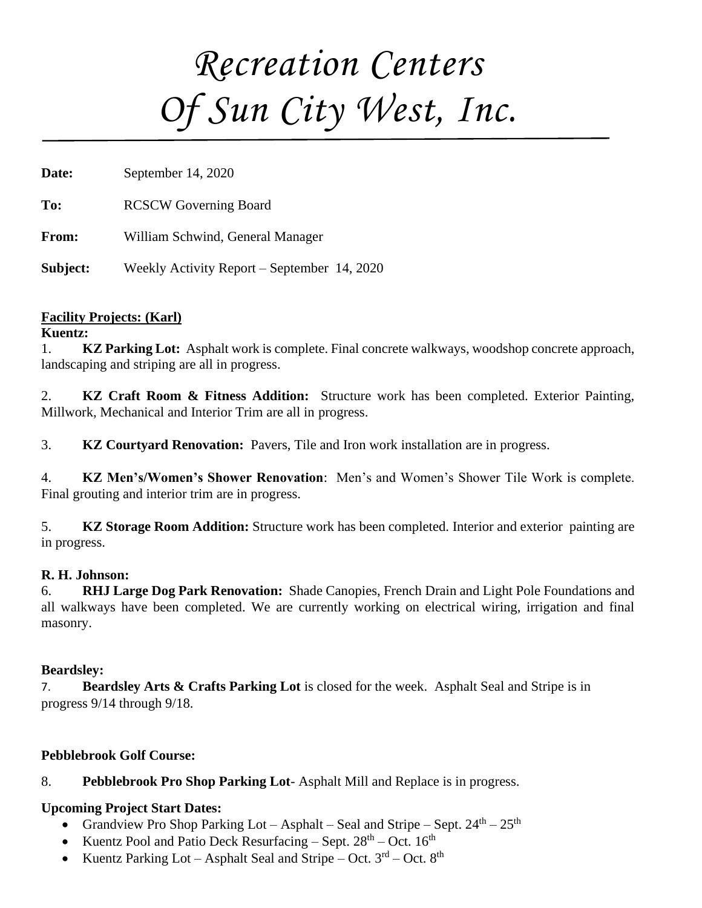# Recreation Centers Of Sun City West, Inc.

**Date:** September 14, 2020

**To:** RCSCW Governing Board

**From:** William Schwind, General Manager

**Subject:** Weekly Activity Report – September 14, 2020

**Facility Projects: (Karl)**

**Kuentz:**

1. **KZ Parking Lot:** Asphalt work is complete. Final concrete walkways, woodshop concrete approach, landscaping and striping are all in progress.

2. **KZ Craft Room & Fitness Addition:** Structure work has been completed. Exterior Painting, Millwork, Mechanical and Interior Trim are all in progress.

3. **KZ Courtyard Renovation:** Pavers, Tile and Iron work installation are in progress.

4. **KZ Men's/Women's Shower Renovation**: Men's and Women's Shower Tile Work is complete. Final grouting and interior trim are in progress.

5. **KZ Storage Room Addition:** Structure work has been completed. Interior and exterior painting are in progress.

**R. H. Johnson:**

6. **RHJ Large Dog Park Renovation:** Shade Canopies, French Drain and Light Pole Foundations and all walkways have been completed. We are currently working on electrical wiring, irrigation and final masonry.

**Beardsley:**

7. **Beardsley Arts & Crafts Parking Lot** is closed for the week. Asphalt Seal and Stripe is in progress 9/14 through 9/18.

**Pebblebrook Golf Course:**

8. **Pebblebrook Pro Shop Parking Lot**- Asphalt Mill and Replace is in progress.

**Upcoming Project Start Dates:**

- Grandview Pro Shop Parking Lot – Asphalt – Seal and Stripe – Sept. 24th – 25th
- Kuentz Pool and Patio Deck Resurfacing – Sept. 28th – Oct. 16th
- Kuentz Parking Lot – Asphalt Seal and Stripe – Oct. 3rd – Oct. 8th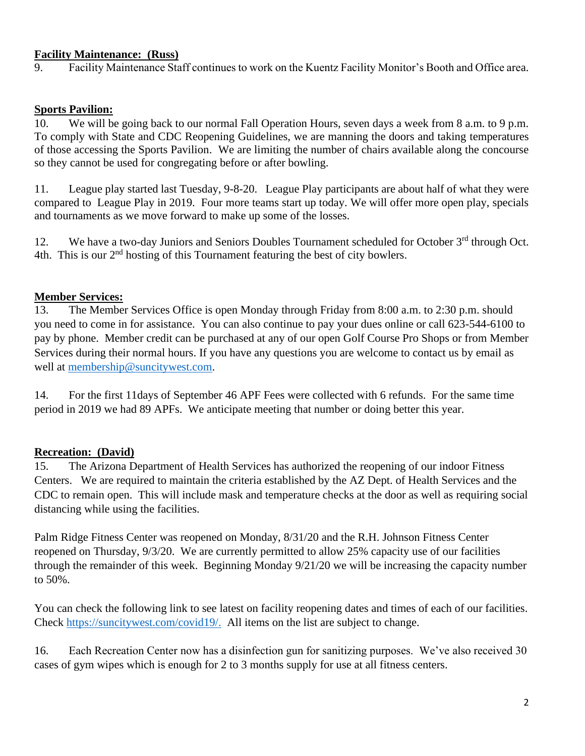**Facility Maintenance: (Russ)**

9. Facility Maintenance Staff continues to work on the Kuentz Facility Monitor's Booth and Office area.

**Sports Pavilion:**

10. We will be going back to our normal Fall Operation Hours, seven days a week from 8 a.m. to 9 p.m. To comply with State and CDC Reopening Guidelines, we are manning the doors and taking temperatures of those accessing the Sports Pavilion. We are limiting the number of chairs available along the concourse so they cannot be used for congregating before or after bowling.

11. League play started last Tuesday, 9-8-20. League Play participants are about half of what they were compared to League Play in 2019. Four more teams start up today. We will offer more open play, specials and tournaments as we move forward to make up some of the losses.

12. We have a two-day Juniors and Seniors Doubles Tournament scheduled for October 3rd through Oct. 4th. This is our 2nd hosting of this Tournament featuring the best of city bowlers.

**Member Services:**

13. The Member Services Office is open Monday through Friday from 8:00 a.m. to 2:30 p.m. should you need to come in for assistance. You can also continue to pay your dues online or call 623-544-6100 to pay by phone. Member credit can be purchased at any of our open Golf Course Pro Shops or from Member Services during their normal hours. If you have any questions you are welcome to contact us by email as well at membership@suncitywest.com.

14. For the first 11days of September 46 APF Fees were collected with 6 refunds. For the same time period in 2019 we had 89 APFs. We anticipate meeting that number or doing better this year.

**Recreation: (David)**

15. The Arizona Department of Health Services has authorized the reopening of our indoor Fitness Centers. We are required to maintain the criteria established by the AZ Dept. of Health Services and the CDC to remain open. This will include mask and temperature checks at the door as well as requiring social distancing while using the facilities.

Palm Ridge Fitness Center was reopened on Monday, 8/31/20 and the R.H. Johnson Fitness Center reopened on Thursday, 9/3/20. We are currently permitted to allow 25% capacity use of our facilities through the remainder of this week. Beginning Monday 9/21/20 we will be increasing the capacity number to 50%.

You can check the following link to see latest on facility reopening dates and times of each of our facilities. Check https://suncitywest.com/covid19/. All items on the list are subject to change.

16. Each Recreation Center now has a disinfection gun for sanitizing purposes. We've also received 30 cases of gym wipes which is enough for 2 to 3 months supply for use at all fitness centers.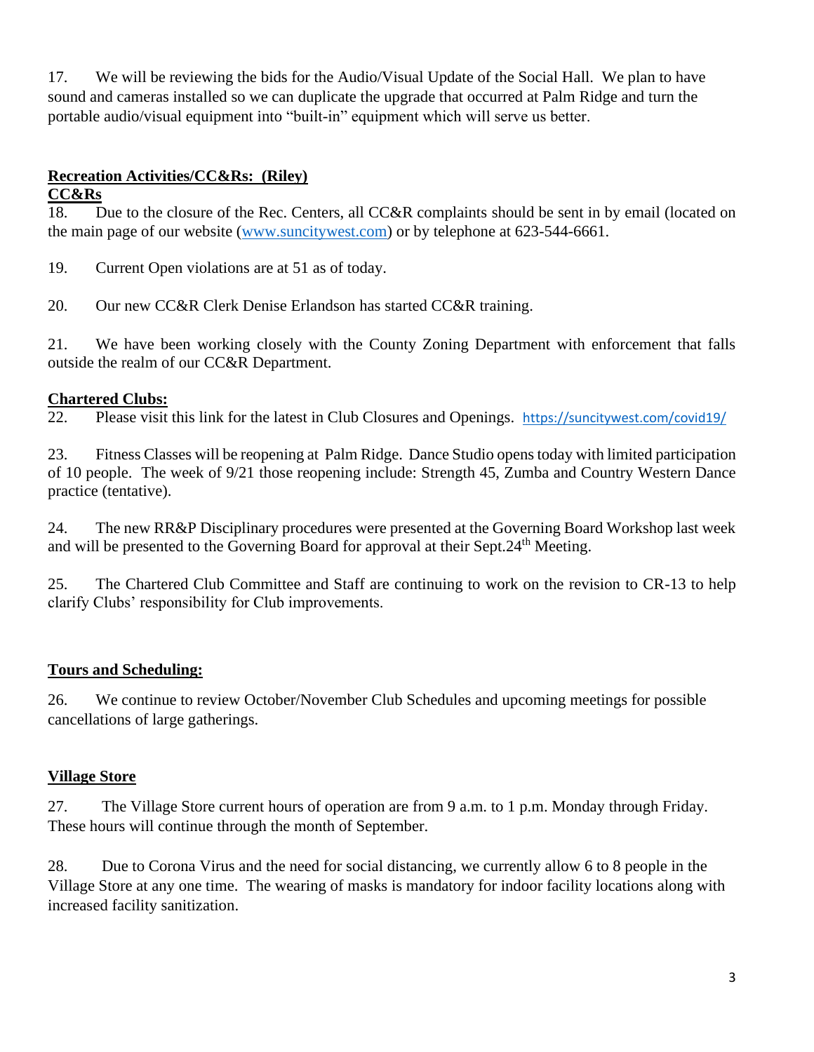17. We will be reviewing the bids for the Audio/Visual Update of the Social Hall. We plan to have sound and cameras installed so we can duplicate the upgrade that occurred at Palm Ridge and turn the portable audio/visual equipment into "built-in" equipment which will serve us better.

**Recreation Activities/CC&Rs: (Riley)**

**CC&Rs**

18. Due to the closure of the Rec. Centers, all CC&R complaints should be sent in by email (located on the main page of our website (www.suncitywest.com) or by telephone at 623-544-6661.

19. Current Open violations are at 51 as of today.

20. Our new CC&R Clerk Denise Erlandson has started CC&R training.

21. We have been working closely with the County Zoning Department with enforcement that falls outside the realm of our CC&R Department.

**Chartered Clubs:**

22. Please visit this link for the latest in Club Closures and Openings. https://suncitywest.com/covid19/

23. Fitness Classes will be reopening at Palm Ridge. Dance Studio opens today with limited participation of 10 people. The week of 9/21 those reopening include: Strength 45, Zumba and Country Western Dance practice (tentative).

24. The new RR&P Disciplinary procedures were presented at the Governing Board Workshop last week and will be presented to the Governing Board for approval at their Sept.24th Meeting.

25. The Chartered Club Committee and Staff are continuing to work on the revision to CR-13 to help clarify Clubs' responsibility for Club improvements.

**Tours and Scheduling:**

26. We continue to review October/November Club Schedules and upcoming meetings for possible cancellations of large gatherings.

**Village Store**

27. The Village Store current hours of operation are from 9 a.m. to 1 p.m. Monday through Friday. These hours will continue through the month of September.

28. Due to Corona Virus and the need for social distancing, we currently allow 6 to 8 people in the Village Store at any one time. The wearing of masks is mandatory for indoor facility locations along with increased facility sanitization.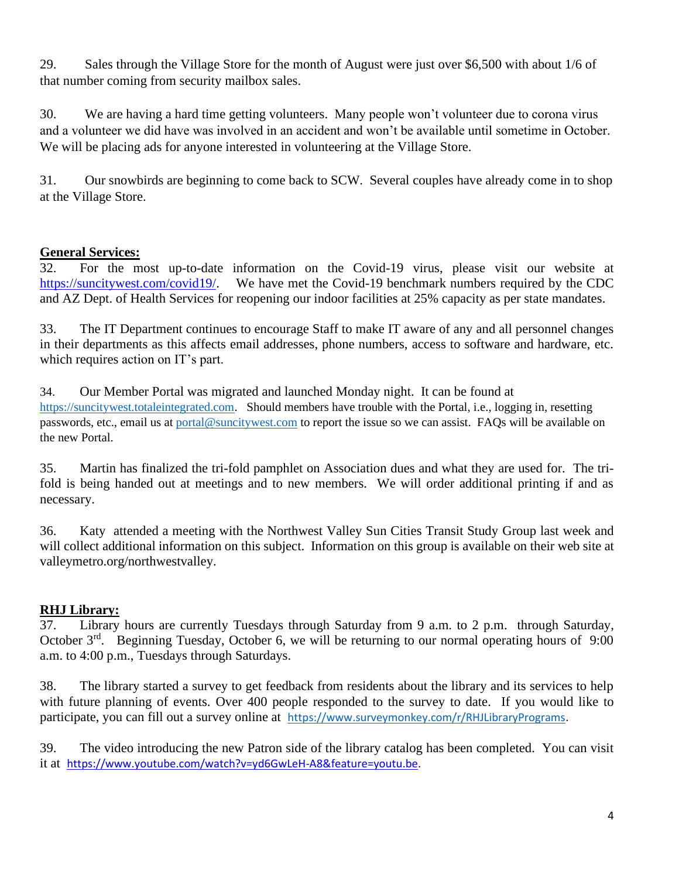29. Sales through the Village Store for the month of August were just over $6,500 with about 1/6 of that number coming from security mailbox sales.

30. We are having a hard time getting volunteers. Many people won't volunteer due to corona virus and a volunteer we did have was involved in an accident and won't be available until sometime in October. We will be placing ads for anyone interested in volunteering at the Village Store.

31. Our snowbirds are beginning to come back to SCW. Several couples have already come in to shop at the Village Store.

## General Services:

32. For the most up-to-date information on the Covid-19 virus, please visit our website at https://suncitywest.com/covid19/. We have met the Covid-19 benchmark numbers required by the CDC and AZ Dept. of Health Services for reopening our indoor facilities at 25% capacity as per state mandates.

33. The IT Department continues to encourage Staff to make IT aware of any and all personnel changes in their departments as this affects email addresses, phone numbers, access to software and hardware, etc. which requires action on IT's part.

34. Our Member Portal was migrated and launched Monday night. It can be found at https://suncitywest.totaleintegrated.com. Should members have trouble with the Portal, i.e., logging in, resetting passwords, etc., email us at portal@suncitywest.com to report the issue so we can assist. FAQs will be available on the new Portal.

35. Martin has finalized the tri-fold pamphlet on Association dues and what they are used for. The tri-fold is being handed out at meetings and to new members. We will order additional printing if and as necessary.

36. Katy attended a meeting with the Northwest Valley Sun Cities Transit Study Group last week and will collect additional information on this subject. Information on this group is available on their web site at valleymetro.org/northwestvalley.

## RHJ Library:

37. Library hours are currently Tuesdays through Saturday from 9 a.m. to 2 p.m. through Saturday, October 3rd. Beginning Tuesday, October 6, we will be returning to our normal operating hours of 9:00 a.m. to 4:00 p.m., Tuesdays through Saturdays.

38. The library started a survey to get feedback from residents about the library and its services to help with future planning of events. Over 400 people responded to the survey to date. If you would like to participate, you can fill out a survey online at https://www.surveymonkey.com/r/RHJLibraryPrograms.

39. The video introducing the new Patron side of the library catalog has been completed. You can visit it at https://www.youtube.com/watch?v=yd6GwLeH-A8&feature=youtu.be.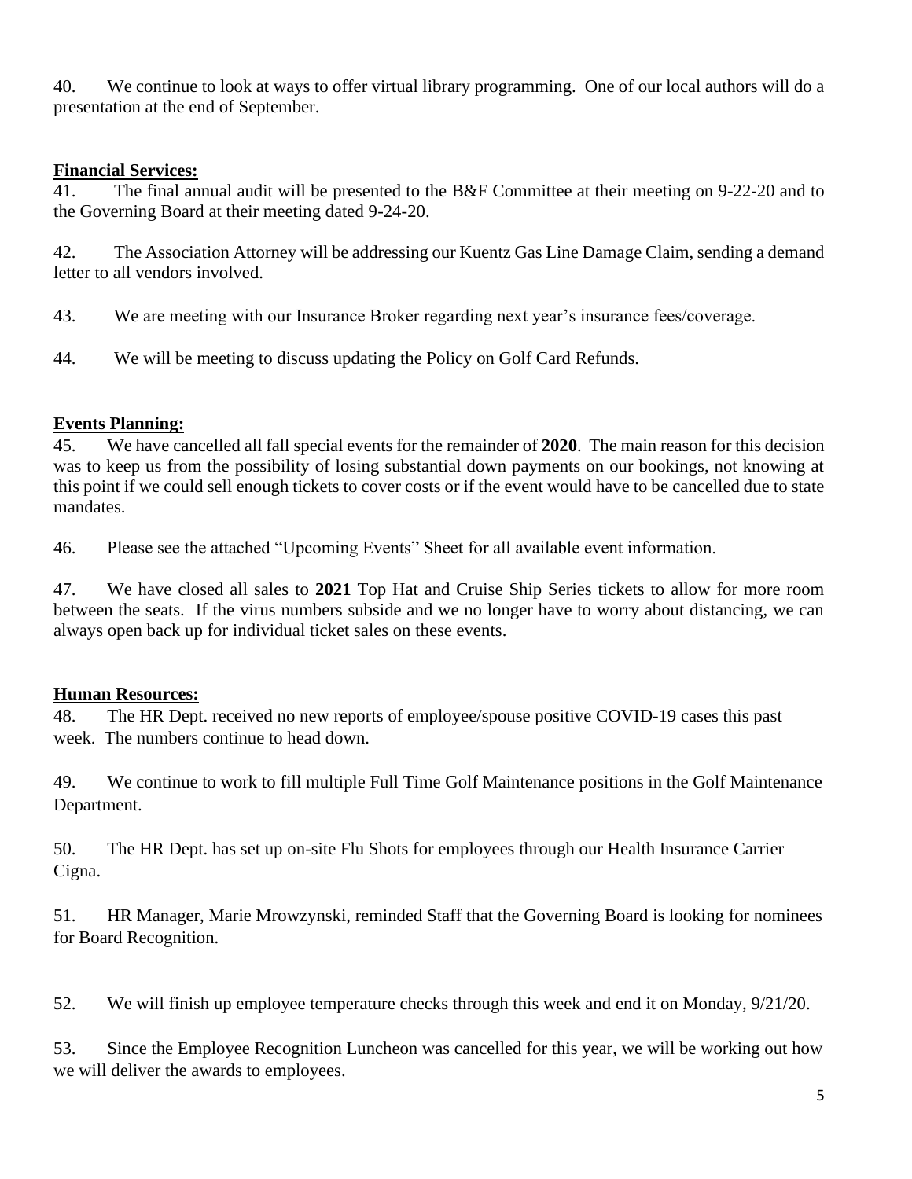40. We continue to look at ways to offer virtual library programming. One of our local authors will do a presentation at the end of September.

**Financial Services:**

41. The final annual audit will be presented to the B&F Committee at their meeting on 9-22-20 and to the Governing Board at their meeting dated 9-24-20.

42. The Association Attorney will be addressing our Kuentz Gas Line Damage Claim, sending a demand letter to all vendors involved.

43. We are meeting with our Insurance Broker regarding next year's insurance fees/coverage.

44. We will be meeting to discuss updating the Policy on Golf Card Refunds.

**Events Planning:**

45. We have cancelled all fall special events for the remainder of **2020**. The main reason for this decision was to keep us from the possibility of losing substantial down payments on our bookings, not knowing at this point if we could sell enough tickets to cover costs or if the event would have to be cancelled due to state mandates.

46. Please see the attached "Upcoming Events" Sheet for all available event information.

47. We have closed all sales to **2021** Top Hat and Cruise Ship Series tickets to allow for more room between the seats. If the virus numbers subside and we no longer have to worry about distancing, we can always open back up for individual ticket sales on these events.

**Human Resources:**

48. The HR Dept. received no new reports of employee/spouse positive COVID-19 cases this past week. The numbers continue to head down.

49. We continue to work to fill multiple Full Time Golf Maintenance positions in the Golf Maintenance Department.

50. The HR Dept. has set up on-site Flu Shots for employees through our Health Insurance Carrier Cigna.

51. HR Manager, Marie Mrowzynski, reminded Staff that the Governing Board is looking for nominees for Board Recognition.

52. We will finish up employee temperature checks through this week and end it on Monday, 9/21/20.

53. Since the Employee Recognition Luncheon was cancelled for this year, we will be working out how we will deliver the awards to employees.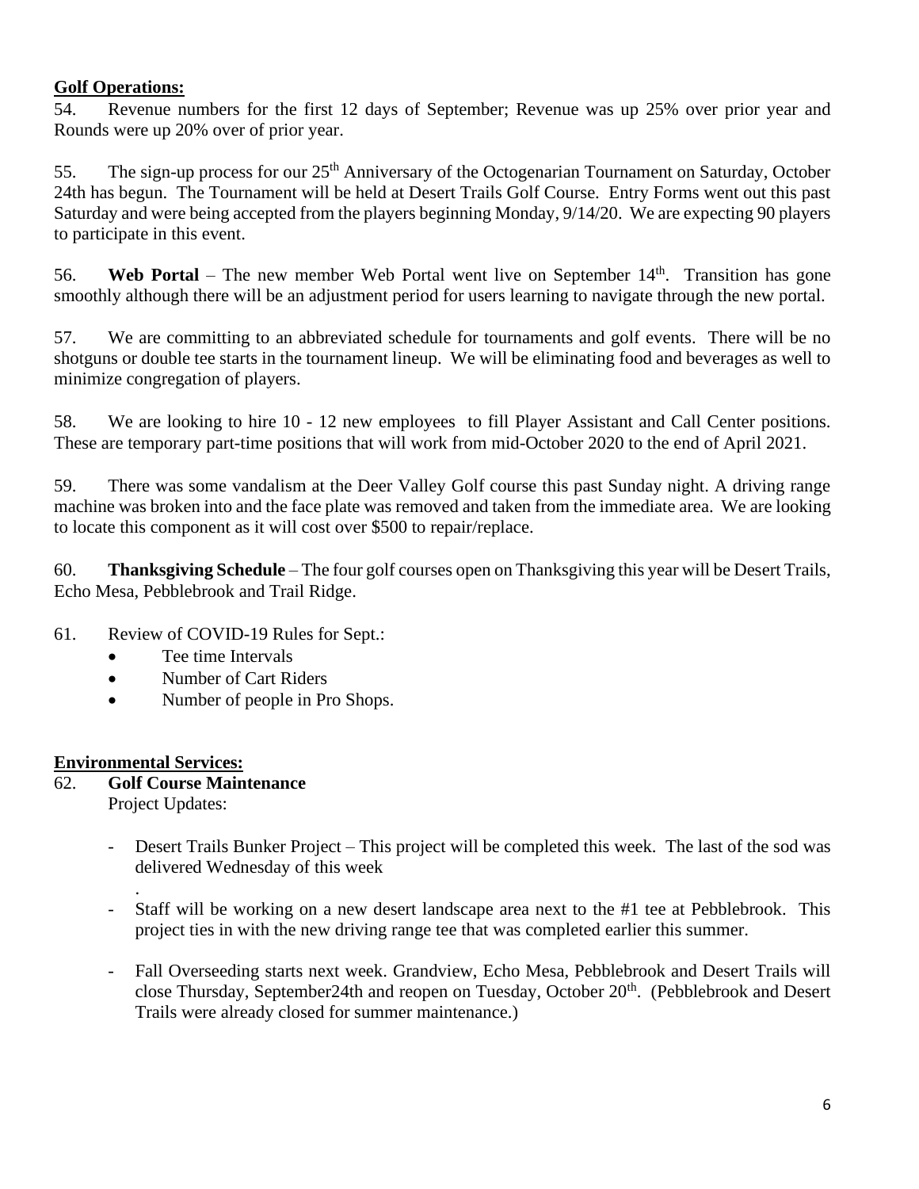**Golf Operations:**

54. Revenue numbers for the first 12 days of September; Revenue was up 25% over prior year and Rounds were up 20% over of prior year.

55. The sign-up process for our 25th Anniversary of the Octogenarian Tournament on Saturday, October 24th has begun. The Tournament will be held at Desert Trails Golf Course. Entry Forms went out this past Saturday and were being accepted from the players beginning Monday, 9/14/20. We are expecting 90 players to participate in this event.

56. **Web Portal** – The new member Web Portal went live on September 14th. Transition has gone smoothly although there will be an adjustment period for users learning to navigate through the new portal.

57. We are committing to an abbreviated schedule for tournaments and golf events. There will be no shotguns or double tee starts in the tournament lineup. We will be eliminating food and beverages as well to minimize congregation of players.

58. We are looking to hire 10 - 12 new employees to fill Player Assistant and Call Center positions. These are temporary part-time positions that will work from mid-October 2020 to the end of April 2021.

59. There was some vandalism at the Deer Valley Golf course this past Sunday night. A driving range machine was broken into and the face plate was removed and taken from the immediate area. We are looking to locate this component as it will cost over $500 to repair/replace.

60. **Thanksgiving Schedule** – The four golf courses open on Thanksgiving this year will be Desert Trails, Echo Mesa, Pebblebrook and Trail Ridge.

61. Review of COVID-19 Rules for Sept.:
    - Tee time Intervals
    - Number of Cart Riders
    - Number of people in Pro Shops.

**Environmental Services:**

62. **Golf Course Maintenance**
    Project Updates:

    - Desert Trails Bunker Project – This project will be completed this week. The last of the sod was delivered Wednesday of this week
    .
    - Staff will be working on a new desert landscape area next to the #1 tee at Pebblebrook. This project ties in with the new driving range tee that was completed earlier this summer.
    - Fall Overseeding starts next week. Grandview, Echo Mesa, Pebblebrook and Desert Trails will close Thursday, September24th and reopen on Tuesday, October 20th. (Pebblebrook and Desert Trails were already closed for summer maintenance.)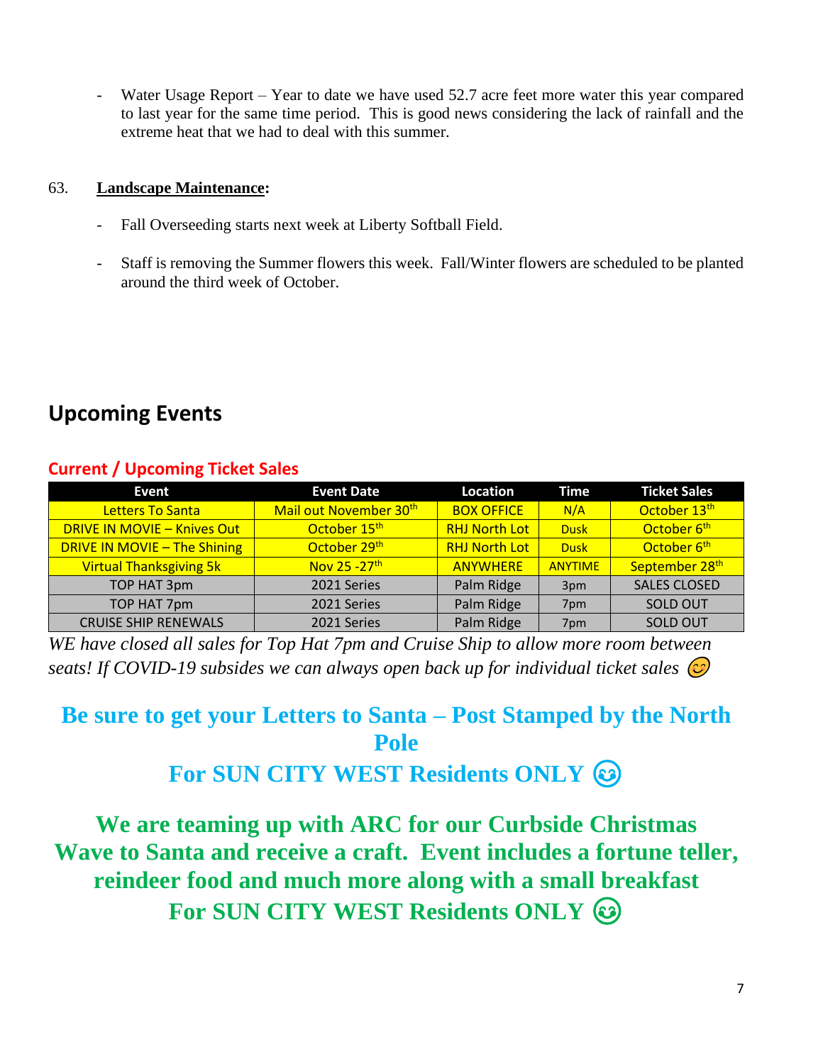- Water Usage Report – Year to date we have used 52.7 acre feet more water this year compared to last year for the same time period. This is good news considering the lack of rainfall and the extreme heat that we had to deal with this summer.

63. **Landscape Maintenance:**

- Fall Overseeding starts next week at Liberty Softball Field.

- Staff is removing the Summer flowers this week. Fall/Winter flowers are scheduled to be planted around the third week of October.

## Upcoming Events

### Current / Upcoming Ticket Sales

| Event | Event Date | Location | Time | Ticket Sales |
|---|---|---|---|---|
| Letters To Santa | Mail out November 30th | BOX OFFICE | N/A | October 13th |
| DRIVE IN MOVIE – Knives Out | October 15th | RHJ North Lot | Dusk | October 6th |
| DRIVE IN MOVIE – The Shining | October 29th | RHJ North Lot | Dusk | October 6th |
| Virtual Thanksgiving 5k | Nov 25 -27th | ANYWHERE | ANYTIME | September 28th |
| TOP HAT 3pm | 2021 Series | Palm Ridge | 3pm | SALES CLOSED |
| TOP HAT 7pm | 2021 Series | Palm Ridge | 7pm | SOLD OUT |
| CRUISE SHIP RENEWALS | 2021 Series | Palm Ridge | 7pm | SOLD OUT |

*WE have closed all sales for Top Hat 7pm and Cruise Ship to allow more room between seats! If COVID-19 subsides we can always open back up for individual ticket sales* 😊

**Be sure to get your Letters to Santa – Post Stamped by the North Pole**

**For SUN CITY WEST Residents ONLY** 😊

**We are teaming up with ARC for our Curbside Christmas Wave to Santa and receive a craft. Event includes a fortune teller, reindeer food and much more along with a small breakfast**

**For SUN CITY WEST Residents ONLY** 😊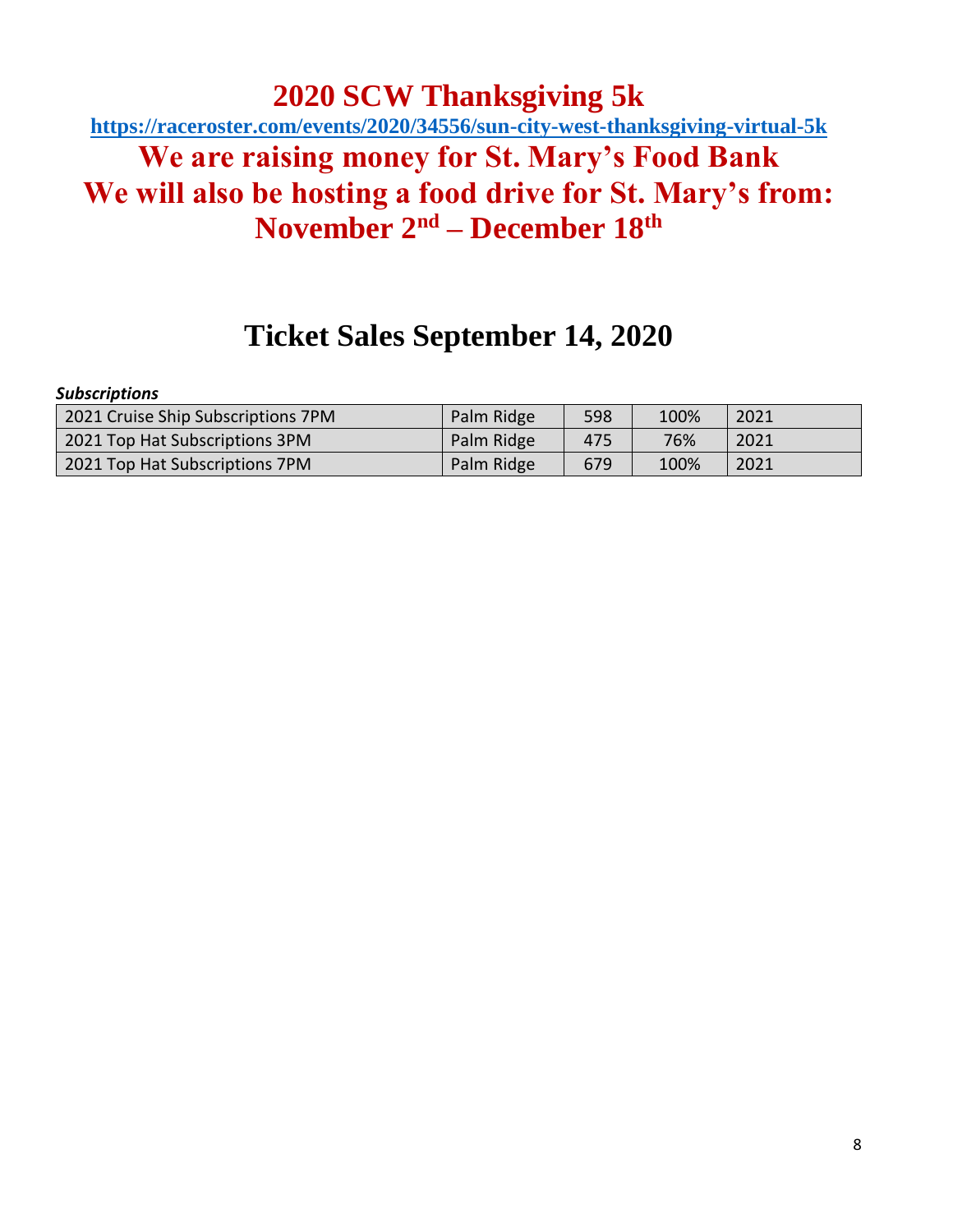# 2020 SCW Thanksgiving 5k

**https://raceroster.com/events/2020/34556/sun-city-west-thanksgiving-virtual-5k**

## We are raising money for St. Mary's Food Bank

## We will also be hosting a food drive for St. Mary's from: November 2nd – December 18th

# Ticket Sales September 14, 2020

***Subscriptions***

| | | | | |
|---|---|---|---|---|
| 2021 Cruise Ship Subscriptions 7PM | Palm Ridge | 598 | 100% | 2021 |
| 2021 Top Hat Subscriptions 3PM | Palm Ridge | 475 | 76% | 2021 |
| 2021 Top Hat Subscriptions 7PM | Palm Ridge | 679 | 100% | 2021 |